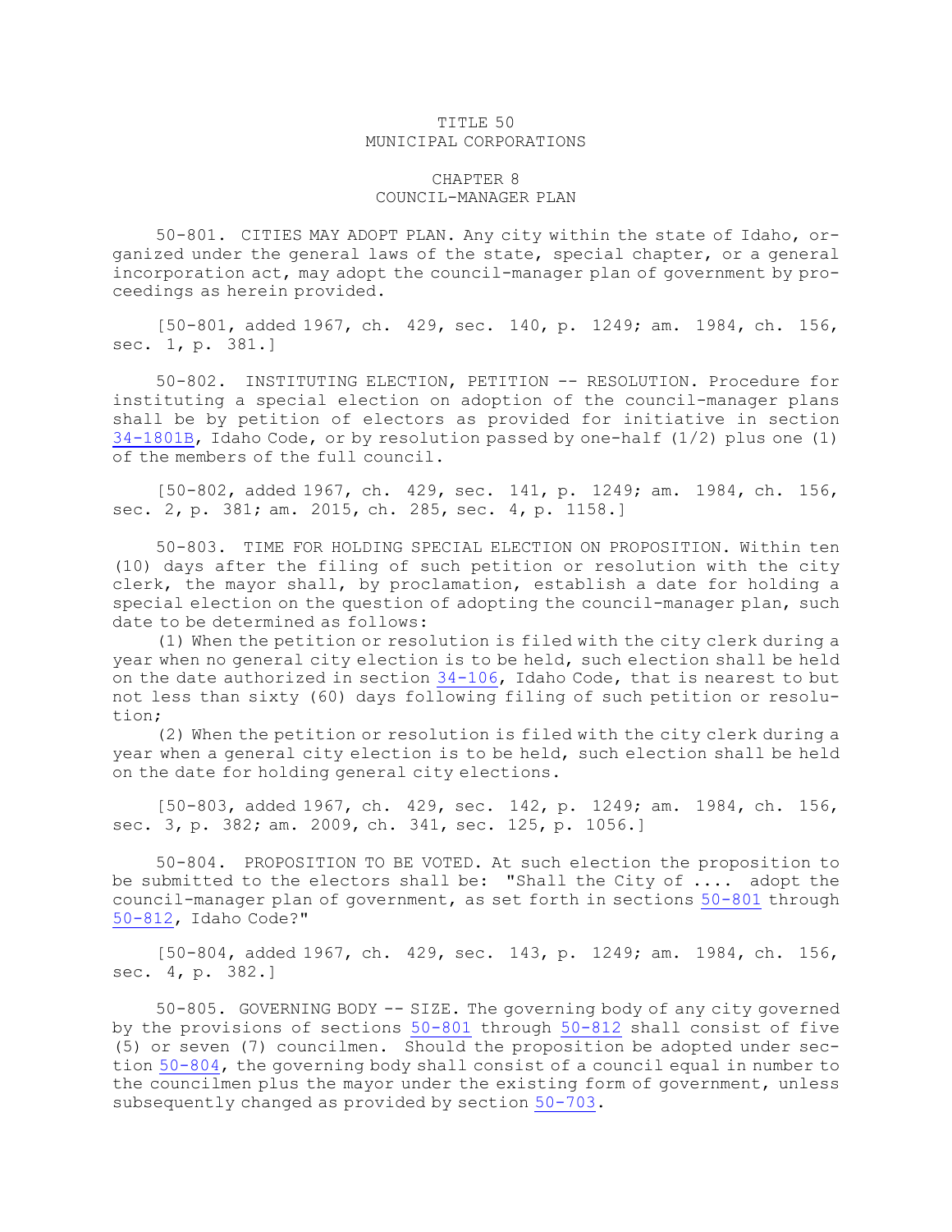# TITLE 50
# MUNICIPAL CORPORATIONS

## CHAPTER 8
## COUNCIL-MANAGER PLAN

50-801. CITIES MAY ADOPT PLAN. Any city within the state of Idaho, organized under the general laws of the state, special chapter, or a general incorporation act, may adopt the council-manager plan of government by proceedings as herein provided.

[50-801, added 1967, ch. 429, sec. 140, p. 1249; am. 1984, ch. 156, sec. 1, p. 381.]

50-802. INSTITUTING ELECTION, PETITION -- RESOLUTION. Procedure for instituting a special election on adoption of the council-manager plans shall be by petition of electors as provided for initiative in section 34-1801B, Idaho Code, or by resolution passed by one-half (1/2) plus one (1) of the members of the full council.

[50-802, added 1967, ch. 429, sec. 141, p. 1249; am. 1984, ch. 156, sec. 2, p. 381; am. 2015, ch. 285, sec. 4, p. 1158.]

50-803. TIME FOR HOLDING SPECIAL ELECTION ON PROPOSITION. Within ten (10) days after the filing of such petition or resolution with the city clerk, the mayor shall, by proclamation, establish a date for holding a special election on the question of adopting the council-manager plan, such date to be determined as follows:

(1) When the petition or resolution is filed with the city clerk during a year when no general city election is to be held, such election shall be held on the date authorized in section 34-106, Idaho Code, that is nearest to but not less than sixty (60) days following filing of such petition or resolution;

(2) When the petition or resolution is filed with the city clerk during a year when a general city election is to be held, such election shall be held on the date for holding general city elections.

[50-803, added 1967, ch. 429, sec. 142, p. 1249; am. 1984, ch. 156, sec. 3, p. 382; am. 2009, ch. 341, sec. 125, p. 1056.]

50-804. PROPOSITION TO BE VOTED. At such election the proposition to be submitted to the electors shall be: "Shall the City of .... adopt the council-manager plan of government, as set forth in sections 50-801 through 50-812, Idaho Code?"

[50-804, added 1967, ch. 429, sec. 143, p. 1249; am. 1984, ch. 156, sec. 4, p. 382.]

50-805. GOVERNING BODY -- SIZE. The governing body of any city governed by the provisions of sections 50-801 through 50-812 shall consist of five (5) or seven (7) councilmen. Should the proposition be adopted under section 50-804, the governing body shall consist of a council equal in number to the councilmen plus the mayor under the existing form of government, unless subsequently changed as provided by section 50-703.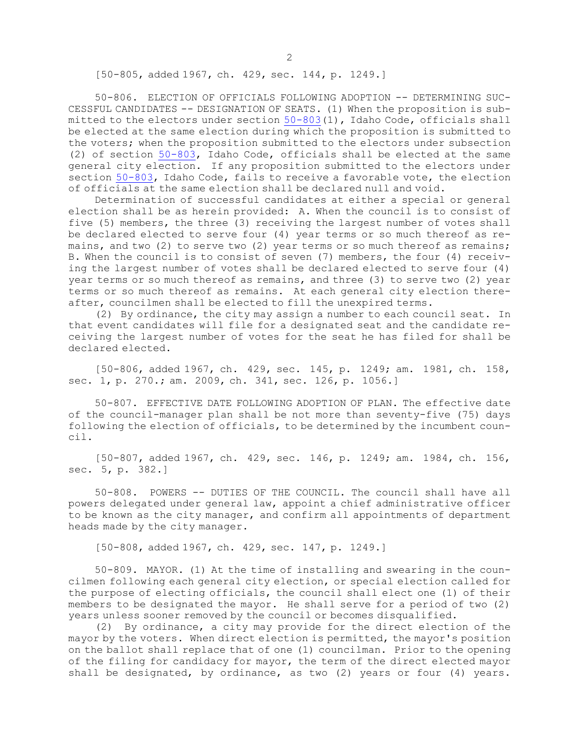[50-805, added 1967, ch. 429, sec. 144, p. 1249.]

50-806. ELECTION OF OFFICIALS FOLLOWING ADOPTION -- DETERMINING SUCCESSFUL CANDIDATES -- DESIGNATION OF SEATS. (1) When the proposition is submitted to the electors under section 50-803(1), Idaho Code, officials shall be elected at the same election during which the proposition is submitted to the voters; when the proposition submitted to the electors under subsection (2) of section 50-803, Idaho Code, officials shall be elected at the same general city election. If any proposition submitted to the electors under section 50-803, Idaho Code, fails to receive a favorable vote, the election of officials at the same election shall be declared null and void.

Determination of successful candidates at either a special or general election shall be as herein provided: A. When the council is to consist of five (5) members, the three (3) receiving the largest number of votes shall be declared elected to serve four (4) year terms or so much thereof as remains, and two (2) to serve two (2) year terms or so much thereof as remains; B. When the council is to consist of seven (7) members, the four (4) receiving the largest number of votes shall be declared elected to serve four (4) year terms or so much thereof as remains, and three (3) to serve two (2) year terms or so much thereof as remains. At each general city election thereafter, councilmen shall be elected to fill the unexpired terms.

(2) By ordinance, the city may assign a number to each council seat. In that event candidates will file for a designated seat and the candidate receiving the largest number of votes for the seat he has filed for shall be declared elected.

[50-806, added 1967, ch. 429, sec. 145, p. 1249; am. 1981, ch. 158, sec. 1, p. 270.; am. 2009, ch. 341, sec. 126, p. 1056.]

50-807. EFFECTIVE DATE FOLLOWING ADOPTION OF PLAN. The effective date of the council-manager plan shall be not more than seventy-five (75) days following the election of officials, to be determined by the incumbent council.

[50-807, added 1967, ch. 429, sec. 146, p. 1249; am. 1984, ch. 156, sec. 5, p. 382.]

50-808. POWERS -- DUTIES OF THE COUNCIL. The council shall have all powers delegated under general law, appoint a chief administrative officer to be known as the city manager, and confirm all appointments of department heads made by the city manager.

[50-808, added 1967, ch. 429, sec. 147, p. 1249.]

50-809. MAYOR. (1) At the time of installing and swearing in the councilmen following each general city election, or special election called for the purpose of electing officials, the council shall elect one (1) of their members to be designated the mayor. He shall serve for a period of two (2) years unless sooner removed by the council or becomes disqualified.

(2) By ordinance, a city may provide for the direct election of the mayor by the voters. When direct election is permitted, the mayor's position on the ballot shall replace that of one (1) councilman. Prior to the opening of the filing for candidacy for mayor, the term of the direct elected mayor shall be designated, by ordinance, as two (2) years or four (4) years.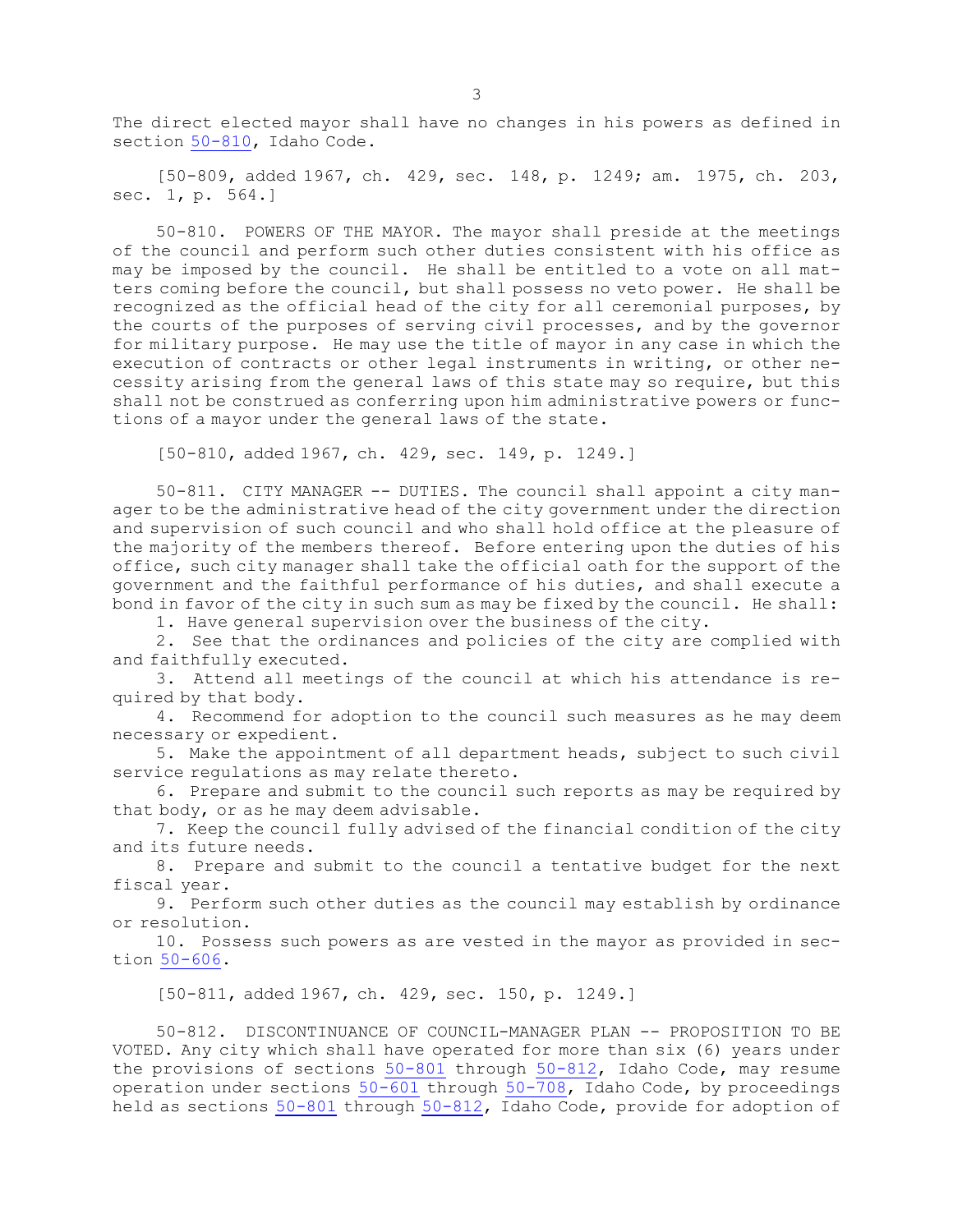The direct elected mayor shall have no changes in his powers as defined in section 50-810, Idaho Code.

[50-809, added 1967, ch. 429, sec. 148, p. 1249; am. 1975, ch. 203, sec. 1, p. 564.]

50-810. POWERS OF THE MAYOR. The mayor shall preside at the meetings of the council and perform such other duties consistent with his office as may be imposed by the council. He shall be entitled to a vote on all matters coming before the council, but shall possess no veto power. He shall be recognized as the official head of the city for all ceremonial purposes, by the courts of the purposes of serving civil processes, and by the governor for military purpose. He may use the title of mayor in any case in which the execution of contracts or other legal instruments in writing, or other necessity arising from the general laws of this state may so require, but this shall not be construed as conferring upon him administrative powers or functions of a mayor under the general laws of the state.

[50-810, added 1967, ch. 429, sec. 149, p. 1249.]

50-811. CITY MANAGER -- DUTIES. The council shall appoint a city manager to be the administrative head of the city government under the direction and supervision of such council and who shall hold office at the pleasure of the majority of the members thereof. Before entering upon the duties of his office, such city manager shall take the official oath for the support of the government and the faithful performance of his duties, and shall execute a bond in favor of the city in such sum as may be fixed by the council. He shall:

1. Have general supervision over the business of the city.
2. See that the ordinances and policies of the city are complied with and faithfully executed.
3. Attend all meetings of the council at which his attendance is required by that body.
4. Recommend for adoption to the council such measures as he may deem necessary or expedient.
5. Make the appointment of all department heads, subject to such civil service regulations as may relate thereto.
6. Prepare and submit to the council such reports as may be required by that body, or as he may deem advisable.
7. Keep the council fully advised of the financial condition of the city and its future needs.
8. Prepare and submit to the council a tentative budget for the next fiscal year.
9. Perform such other duties as the council may establish by ordinance or resolution.
10. Possess such powers as are vested in the mayor as provided in section 50-606.

[50-811, added 1967, ch. 429, sec. 150, p. 1249.]

50-812. DISCONTINUANCE OF COUNCIL-MANAGER PLAN -- PROPOSITION TO BE VOTED. Any city which shall have operated for more than six (6) years under the provisions of sections 50-801 through 50-812, Idaho Code, may resume operation under sections 50-601 through 50-708, Idaho Code, by proceedings held as sections 50-801 through 50-812, Idaho Code, provide for adoption of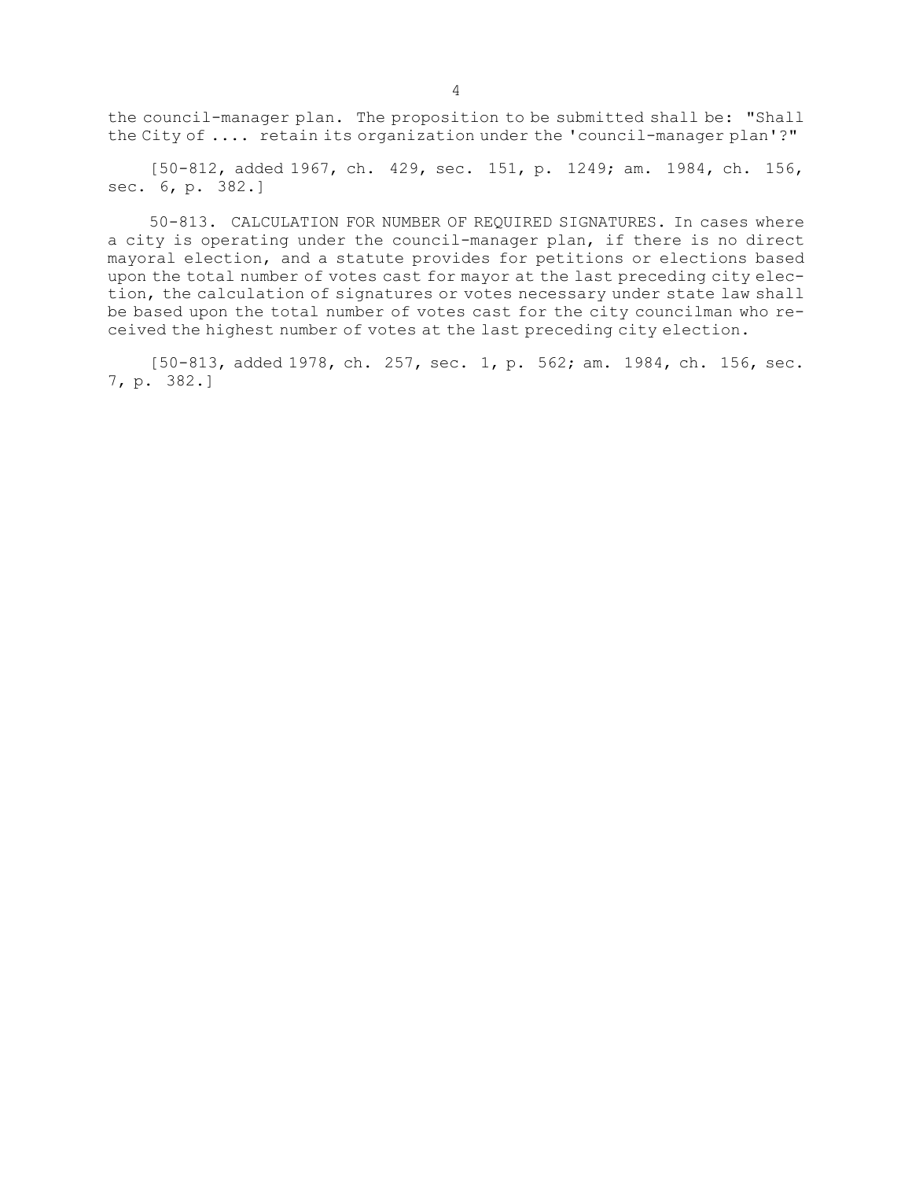the council-manager plan. The proposition to be submitted shall be: "Shall the City of .... retain its organization under the 'council-manager plan'?"

[50-812, added 1967, ch. 429, sec. 151, p. 1249; am. 1984, ch. 156, sec. 6, p. 382.]

50-813. CALCULATION FOR NUMBER OF REQUIRED SIGNATURES. In cases where a city is operating under the council-manager plan, if there is no direct mayoral election, and a statute provides for petitions or elections based upon the total number of votes cast for mayor at the last preceding city election, the calculation of signatures or votes necessary under state law shall be based upon the total number of votes cast for the city councilman who received the highest number of votes at the last preceding city election.

[50-813, added 1978, ch. 257, sec. 1, p. 562; am. 1984, ch. 156, sec. 7, p. 382.]